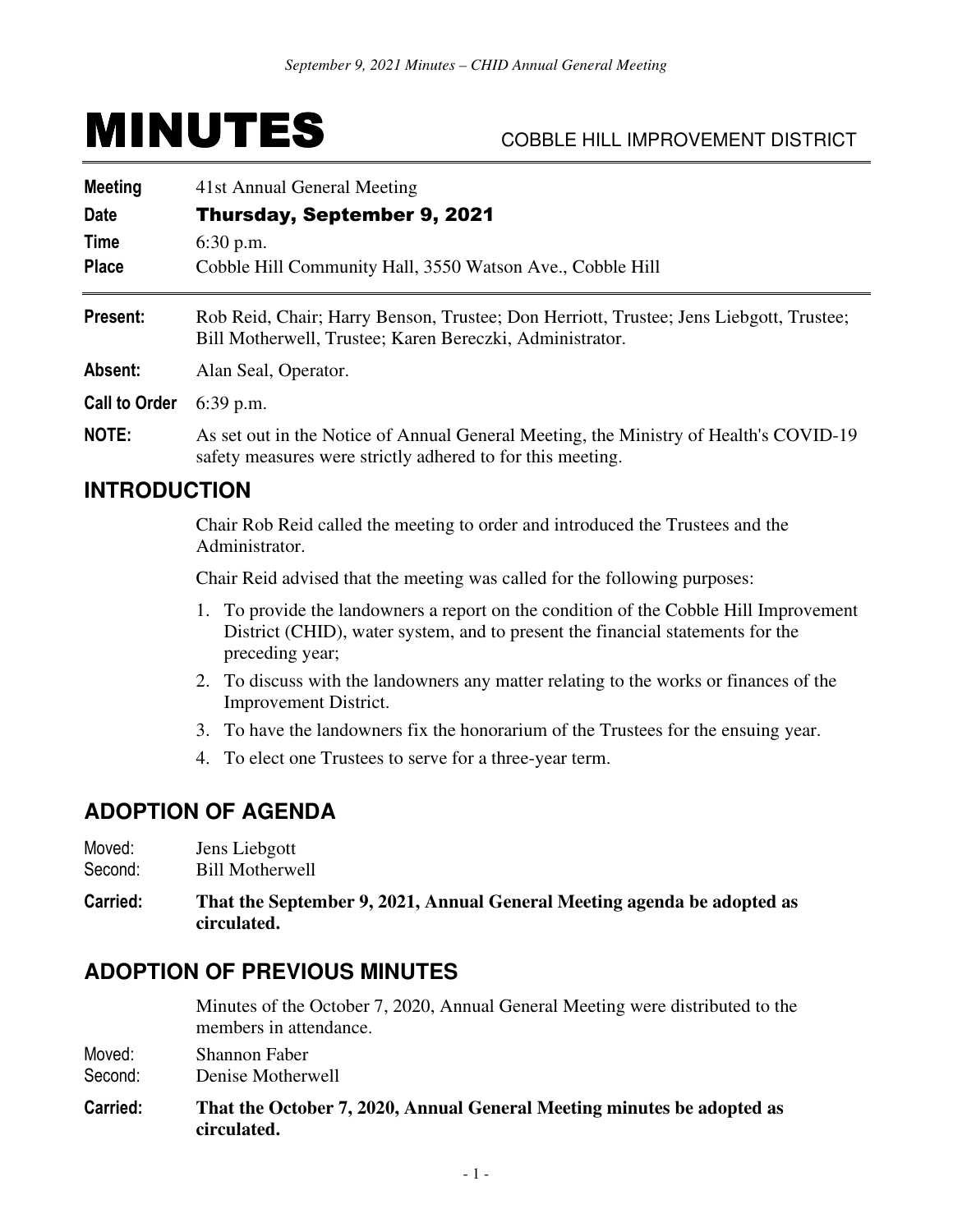# MINUTES

COBBLE HILL IMPROVEMENT DISTRICT

**Meeting** 41st Annual General Meeting

**Date** **Thursday, September 9, 2021**

**Time** 6:30 p.m.

**Place** Cobble Hill Community Hall, 3550 Watson Ave., Cobble Hill

**Present:** Rob Reid, Chair; Harry Benson, Trustee; Don Herriott, Trustee; Jens Liebgott, Trustee; Bill Motherwell, Trustee; Karen Bereczki, Administrator.

**Absent:** Alan Seal, Operator.

**Call to Order** 6:39 p.m.

**NOTE:** As set out in the Notice of Annual General Meeting, the Ministry of Health's COVID-19 safety measures were strictly adhered to for this meeting.

## INTRODUCTION

Chair Rob Reid called the meeting to order and introduced the Trustees and the Administrator.

Chair Reid advised that the meeting was called for the following purposes:

1. To provide the landowners a report on the condition of the Cobble Hill Improvement District (CHID), water system, and to present the financial statements for the preceding year;
2. To discuss with the landowners any matter relating to the works or finances of the Improvement District.
3. To have the landowners fix the honorarium of the Trustees for the ensuing year.
4. To elect one Trustees to serve for a three-year term.

## ADOPTION OF AGENDA

Moved: Jens Liebgott
Second: Bill Motherwell

**Carried:** **That the September 9, 2021, Annual General Meeting agenda be adopted as circulated.**

## ADOPTION OF PREVIOUS MINUTES

Minutes of the October 7, 2020, Annual General Meeting were distributed to the members in attendance.

Moved: Shannon Faber
Second: Denise Motherwell

**Carried:** **That the October 7, 2020, Annual General Meeting minutes be adopted as circulated.**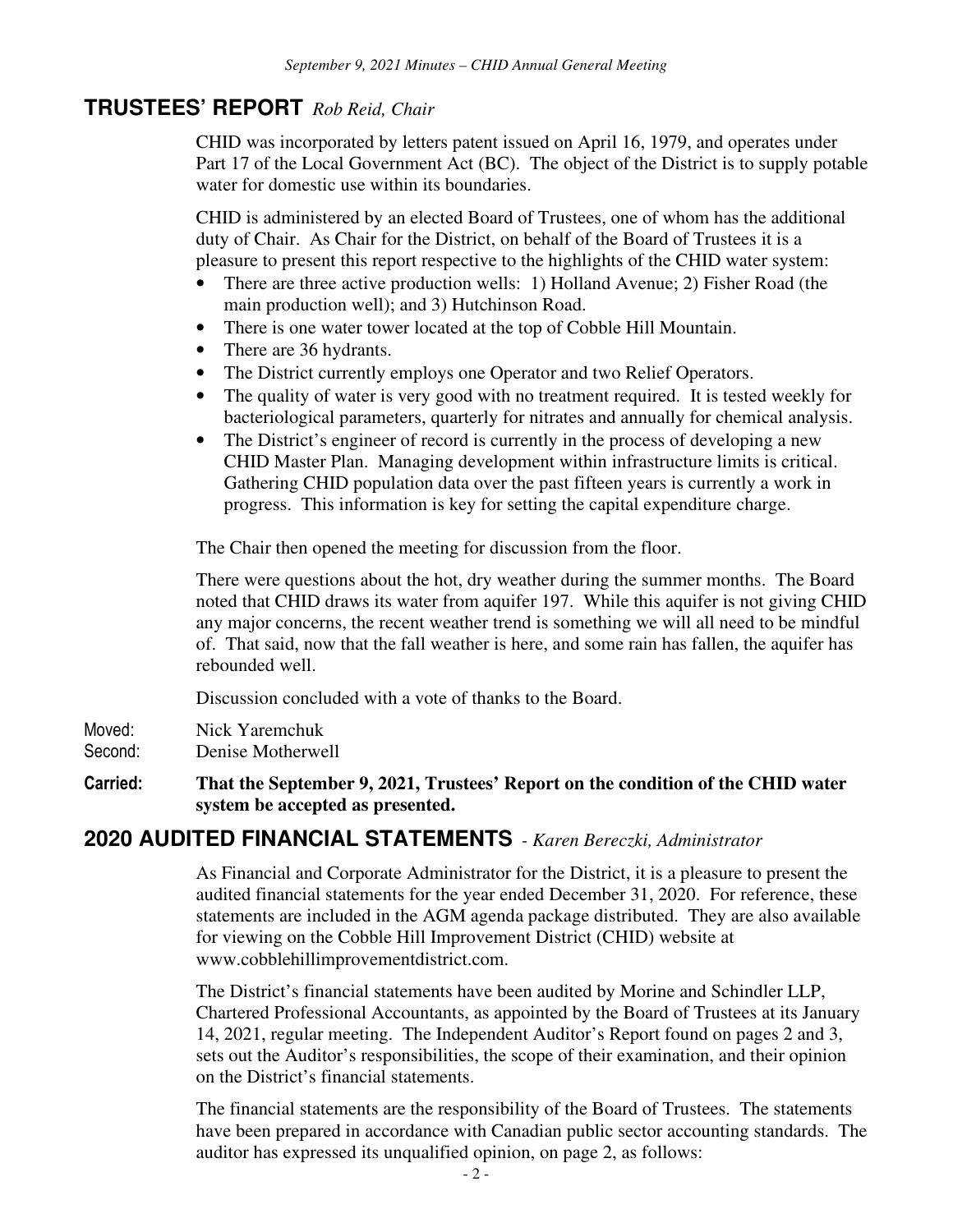## TRUSTEES' REPORT *Rob Reid, Chair*

CHID was incorporated by letters patent issued on April 16, 1979, and operates under Part 17 of the Local Government Act (BC). The object of the District is to supply potable water for domestic use within its boundaries.

CHID is administered by an elected Board of Trustees, one of whom has the additional duty of Chair. As Chair for the District, on behalf of the Board of Trustees it is a pleasure to present this report respective to the highlights of the CHID water system:

- There are three active production wells: 1) Holland Avenue; 2) Fisher Road (the main production well); and 3) Hutchinson Road.
- There is one water tower located at the top of Cobble Hill Mountain.
- There are 36 hydrants.
- The District currently employs one Operator and two Relief Operators.
- The quality of water is very good with no treatment required. It is tested weekly for bacteriological parameters, quarterly for nitrates and annually for chemical analysis.
- The District's engineer of record is currently in the process of developing a new CHID Master Plan. Managing development within infrastructure limits is critical. Gathering CHID population data over the past fifteen years is currently a work in progress. This information is key for setting the capital expenditure charge.

The Chair then opened the meeting for discussion from the floor.

There were questions about the hot, dry weather during the summer months. The Board noted that CHID draws its water from aquifer 197. While this aquifer is not giving CHID any major concerns, the recent weather trend is something we will all need to be mindful of. That said, now that the fall weather is here, and some rain has fallen, the aquifer has rebounded well.

Discussion concluded with a vote of thanks to the Board.

Moved: Nick Yaremchuk
Second: Denise Motherwell

**Carried: That the September 9, 2021, Trustees' Report on the condition of the CHID water system be accepted as presented.**

## 2020 AUDITED FINANCIAL STATEMENTS - *Karen Bereczki, Administrator*

As Financial and Corporate Administrator for the District, it is a pleasure to present the audited financial statements for the year ended December 31, 2020. For reference, these statements are included in the AGM agenda package distributed. They are also available for viewing on the Cobble Hill Improvement District (CHID) website at www.cobblehillimprovementdistrict.com.

The District's financial statements have been audited by Morine and Schindler LLP, Chartered Professional Accountants, as appointed by the Board of Trustees at its January 14, 2021, regular meeting. The Independent Auditor's Report found on pages 2 and 3, sets out the Auditor's responsibilities, the scope of their examination, and their opinion on the District's financial statements.

The financial statements are the responsibility of the Board of Trustees. The statements have been prepared in accordance with Canadian public sector accounting standards. The auditor has expressed its unqualified opinion, on page 2, as follows: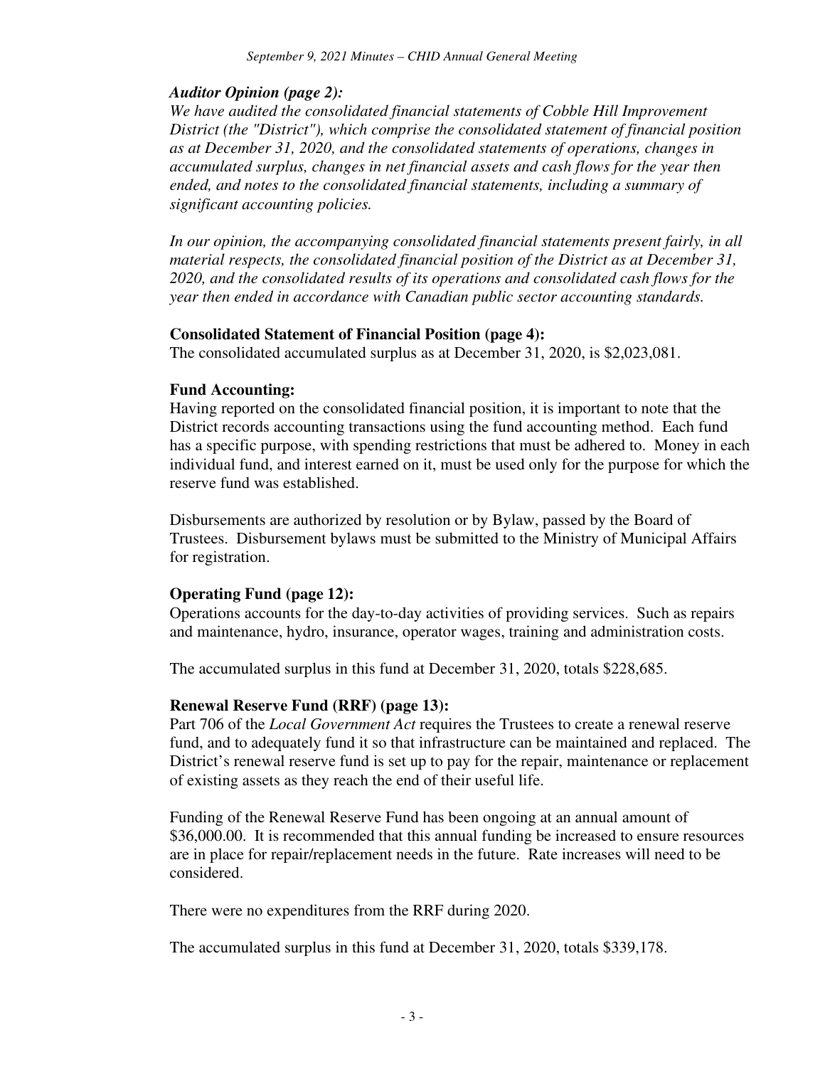***Auditor Opinion (page 2):***

*We have audited the consolidated financial statements of Cobble Hill Improvement District (the "District"), which comprise the consolidated statement of financial position as at December 31, 2020, and the consolidated statements of operations, changes in accumulated surplus, changes in net financial assets and cash flows for the year then ended, and notes to the consolidated financial statements, including a summary of significant accounting policies.*

*In our opinion, the accompanying consolidated financial statements present fairly, in all material respects, the consolidated financial position of the District as at December 31, 2020, and the consolidated results of its operations and consolidated cash flows for the year then ended in accordance with Canadian public sector accounting standards.*

**Consolidated Statement of Financial Position (page 4):**

The consolidated accumulated surplus as at December 31, 2020, is $2,023,081.

**Fund Accounting:**

Having reported on the consolidated financial position, it is important to note that the District records accounting transactions using the fund accounting method. Each fund has a specific purpose, with spending restrictions that must be adhered to. Money in each individual fund, and interest earned on it, must be used only for the purpose for which the reserve fund was established.

Disbursements are authorized by resolution or by Bylaw, passed by the Board of Trustees. Disbursement bylaws must be submitted to the Ministry of Municipal Affairs for registration.

**Operating Fund (page 12):**

Operations accounts for the day-to-day activities of providing services. Such as repairs and maintenance, hydro, insurance, operator wages, training and administration costs.

The accumulated surplus in this fund at December 31, 2020, totals $228,685.

**Renewal Reserve Fund (RRF) (page 13):**

Part 706 of the *Local Government Act* requires the Trustees to create a renewal reserve fund, and to adequately fund it so that infrastructure can be maintained and replaced. The District's renewal reserve fund is set up to pay for the repair, maintenance or replacement of existing assets as they reach the end of their useful life.

Funding of the Renewal Reserve Fund has been ongoing at an annual amount of $36,000.00. It is recommended that this annual funding be increased to ensure resources are in place for repair/replacement needs in the future. Rate increases will need to be considered.

There were no expenditures from the RRF during 2020.

The accumulated surplus in this fund at December 31, 2020, totals $339,178.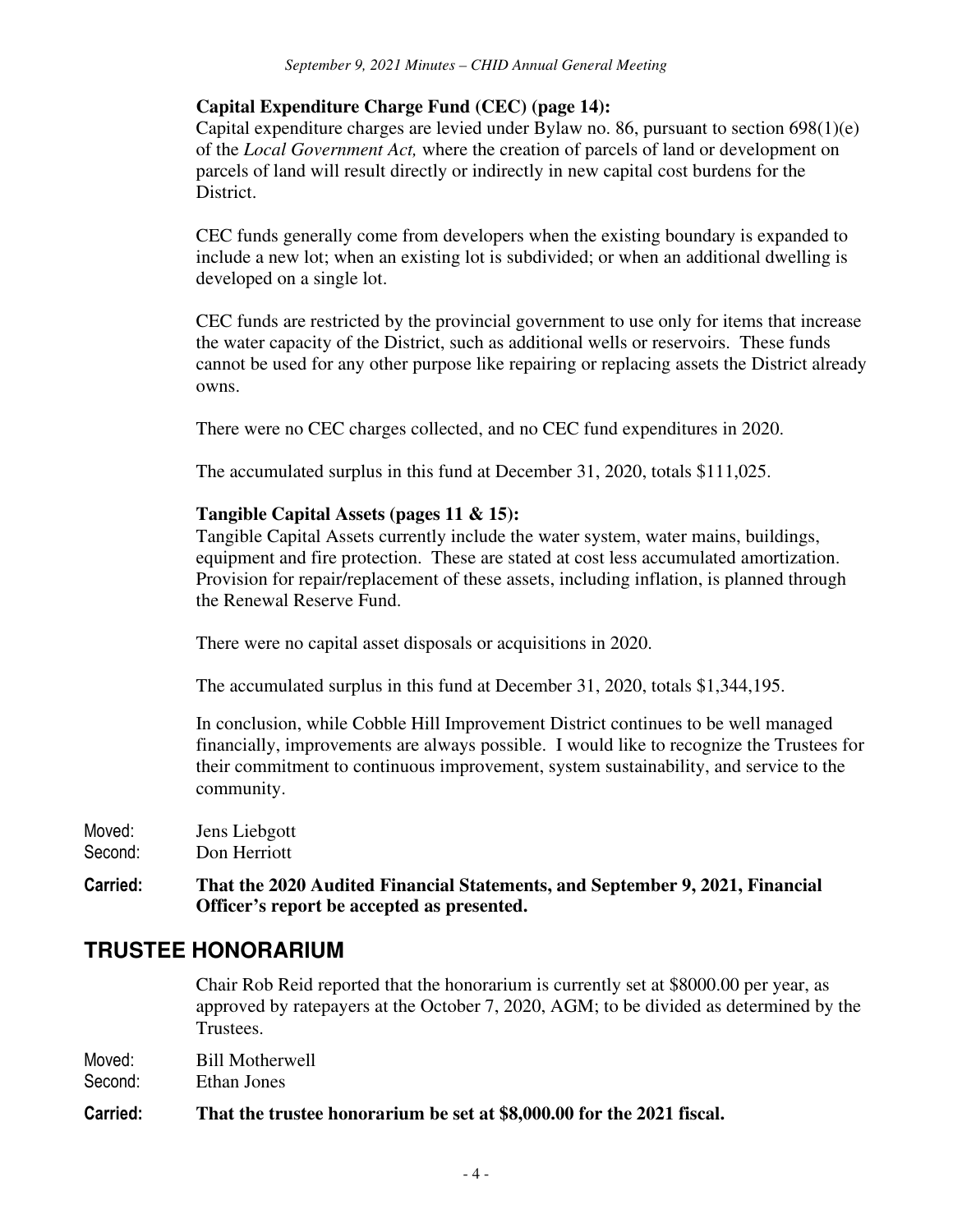**Capital Expenditure Charge Fund (CEC) (page 14):**

Capital expenditure charges are levied under Bylaw no. 86, pursuant to section 698(1)(e) of the *Local Government Act,* where the creation of parcels of land or development on parcels of land will result directly or indirectly in new capital cost burdens for the District.

CEC funds generally come from developers when the existing boundary is expanded to include a new lot; when an existing lot is subdivided; or when an additional dwelling is developed on a single lot.

CEC funds are restricted by the provincial government to use only for items that increase the water capacity of the District, such as additional wells or reservoirs. These funds cannot be used for any other purpose like repairing or replacing assets the District already owns.

There were no CEC charges collected, and no CEC fund expenditures in 2020.

The accumulated surplus in this fund at December 31, 2020, totals $111,025.

**Tangible Capital Assets (pages 11 & 15):**

Tangible Capital Assets currently include the water system, water mains, buildings, equipment and fire protection. These are stated at cost less accumulated amortization. Provision for repair/replacement of these assets, including inflation, is planned through the Renewal Reserve Fund.

There were no capital asset disposals or acquisitions in 2020.

The accumulated surplus in this fund at December 31, 2020, totals $1,344,195.

In conclusion, while Cobble Hill Improvement District continues to be well managed financially, improvements are always possible. I would like to recognize the Trustees for their commitment to continuous improvement, system sustainability, and service to the community.

Moved: Jens Liebgott
Second: Don Herriott

**Carried: That the 2020 Audited Financial Statements, and September 9, 2021, Financial Officer's report be accepted as presented.**

## TRUSTEE HONORARIUM

Chair Rob Reid reported that the honorarium is currently set at $8000.00 per year, as approved by ratepayers at the October 7, 2020, AGM; to be divided as determined by the Trustees.

Moved: Bill Motherwell
Second: Ethan Jones

**Carried: That the trustee honorarium be set at $8,000.00 for the 2021 fiscal.**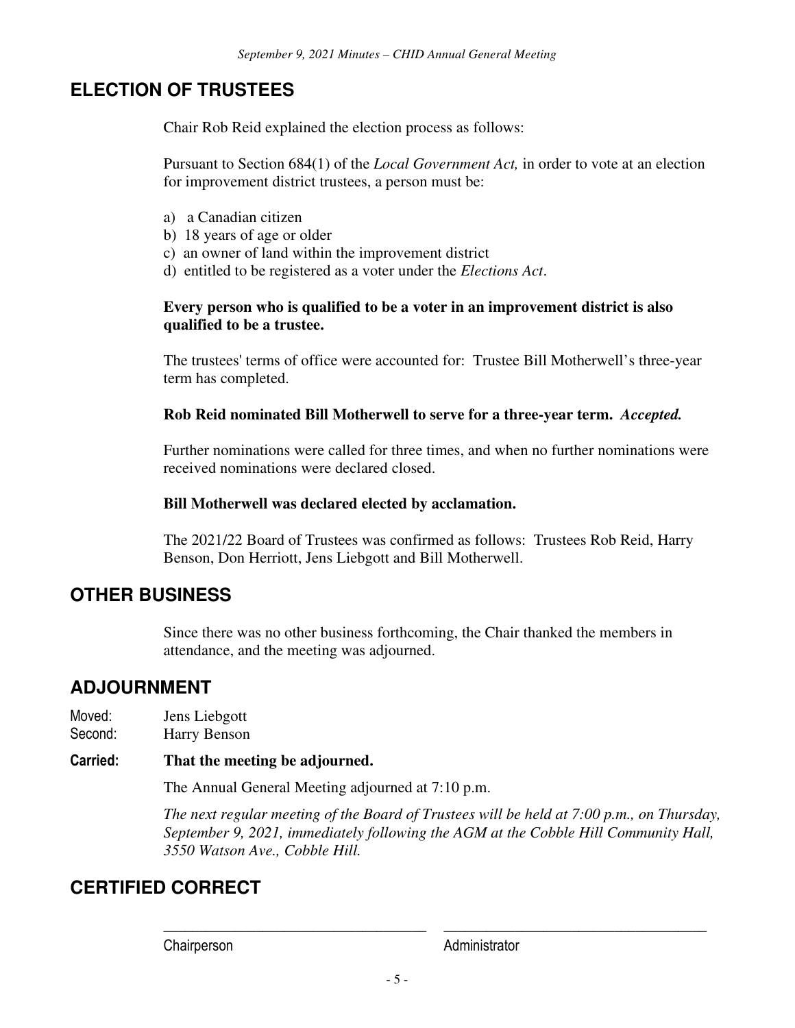## ELECTION OF TRUSTEES

Chair Rob Reid explained the election process as follows:

Pursuant to Section 684(1) of the *Local Government Act,* in order to vote at an election for improvement district trustees, a person must be:

a) a Canadian citizen
b) 18 years of age or older
c) an owner of land within the improvement district
d) entitled to be registered as a voter under the *Elections Act*.

**Every person who is qualified to be a voter in an improvement district is also qualified to be a trustee.**

The trustees' terms of office were accounted for: Trustee Bill Motherwell's three-year term has completed.

**Rob Reid nominated Bill Motherwell to serve for a three-year term.** ***Accepted.***

Further nominations were called for three times, and when no further nominations were received nominations were declared closed.

**Bill Motherwell was declared elected by acclamation.**

The 2021/22 Board of Trustees was confirmed as follows: Trustees Rob Reid, Harry Benson, Don Herriott, Jens Liebgott and Bill Motherwell.

## OTHER BUSINESS

Since there was no other business forthcoming, the Chair thanked the members in attendance, and the meeting was adjourned.

## ADJOURNMENT

Moved: Jens Liebgott
Second: Harry Benson

**Carried: That the meeting be adjourned.**

The Annual General Meeting adjourned at 7:10 p.m.

*The next regular meeting of the Board of Trustees will be held at 7:00 p.m., on Thursday, September 9, 2021, immediately following the AGM at the Cobble Hill Community Hall, 3550 Watson Ave., Cobble Hill.*

## CERTIFIED CORRECT

\_\_\_\_\_\_\_\_\_\_\_\_\_\_\_\_\_\_\_\_\_\_\_\_\_\_\_\_\_\_\_\_\_\_\_\_ \_\_\_\_\_\_\_\_\_\_\_\_\_\_\_\_\_\_\_\_\_\_\_\_\_\_\_\_\_\_\_\_\_\_\_\_

Chairperson Administrator